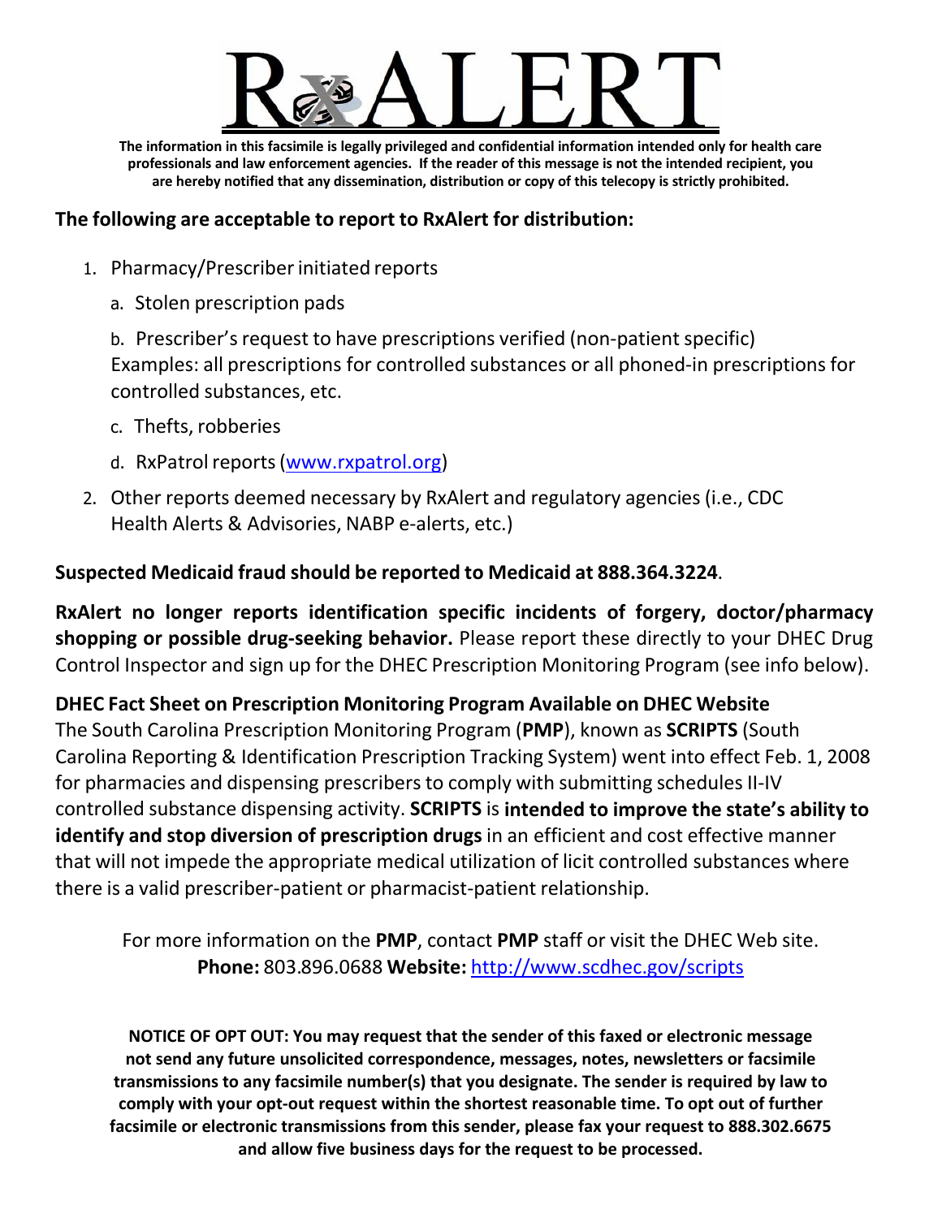# RxALERT

**The information in this facsimile is legally privileged and confidential information intended only for health care professionals and law enforcement agencies. If the reader of this message is not the intended recipient, you are hereby notified that any dissemination, distribution or copy of this telecopy is strictly prohibited.**

**The following are acceptable to report to RxAlert for distribution:**

1. Pharmacy/Prescriber initiated reports
   a. Stolen prescription pads
   b. Prescriber's request to have prescriptions verified (non-patient specific) Examples: all prescriptions for controlled substances or all phoned-in prescriptions for controlled substances, etc.
   c. Thefts, robberies
   d. RxPatrol reports (www.rxpatrol.org)
2. Other reports deemed necessary by RxAlert and regulatory agencies (i.e., CDC Health Alerts & Advisories, NABP e-alerts, etc.)

**Suspected Medicaid fraud should be reported to Medicaid at 888.364.3224**.

**RxAlert no longer reports identification specific incidents of forgery, doctor/pharmacy shopping or possible drug-seeking behavior.** Please report these directly to your DHEC Drug Control Inspector and sign up for the DHEC Prescription Monitoring Program (see info below).

**DHEC Fact Sheet on Prescription Monitoring Program Available on DHEC Website**
The South Carolina Prescription Monitoring Program (**PMP**), known as **SCRIPTS** (South Carolina Reporting & Identification Prescription Tracking System) went into effect Feb. 1, 2008 for pharmacies and dispensing prescribers to comply with submitting schedules II-IV controlled substance dispensing activity. **SCRIPTS** is **intended to improve the state's ability to identify and stop diversion of prescription drugs** in an efficient and cost effective manner that will not impede the appropriate medical utilization of licit controlled substances where there is a valid prescriber-patient or pharmacist-patient relationship.

For more information on the **PMP**, contact **PMP** staff or visit the DHEC Web site.
**Phone:** 803.896.0688 **Website:** http://www.scdhec.gov/scripts

**NOTICE OF OPT OUT: You may request that the sender of this faxed or electronic message not send any future unsolicited correspondence, messages, notes, newsletters or facsimile transmissions to any facsimile number(s) that you designate. The sender is required by law to comply with your opt-out request within the shortest reasonable time. To opt out of further facsimile or electronic transmissions from this sender, please fax your request to 888.302.6675 and allow five business days for the request to be processed.**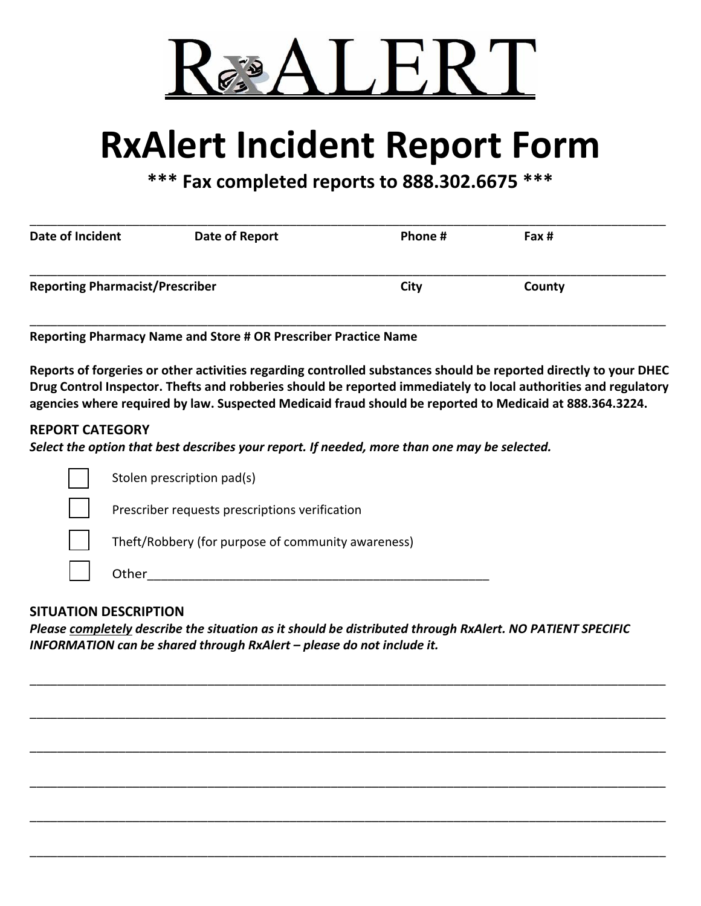# RxALERT

# RxAlert Incident Report Form

**\*\*\* Fax completed reports to 888.302.6675 \*\*\***

_______________________________________________________________________________

**Date of Incident** **Date of Report** **Phone #** **Fax #**

_______________________________________________________________________________

**Reporting Pharmacist/Prescriber** **City** **County**

_______________________________________________________________________________

**Reporting Pharmacy Name and Store # OR Prescriber Practice Name**

**Reports of forgeries or other activities regarding controlled substances should be reported directly to your DHEC Drug Control Inspector. Thefts and robberies should be reported immediately to local authorities and regulatory agencies where required by law. Suspected Medicaid fraud should be reported to Medicaid at 888.364.3224.**

## REPORT CATEGORY

***Select the option that best describes your report. If needed, more than one may be selected.***

- ☐ Stolen prescription pad(s)
- ☐ Prescriber requests prescriptions verification
- ☐ Theft/Robbery (for purpose of community awareness)
- ☐ Other__________________________________________________

## SITUATION DESCRIPTION

***Please <u>completely</u> describe the situation as it should be distributed through RxAlert. NO PATIENT SPECIFIC INFORMATION can be shared through RxAlert – please do not include it.***

_______________________________________________________________________________

_______________________________________________________________________________

_______________________________________________________________________________

_______________________________________________________________________________

_______________________________________________________________________________

_______________________________________________________________________________